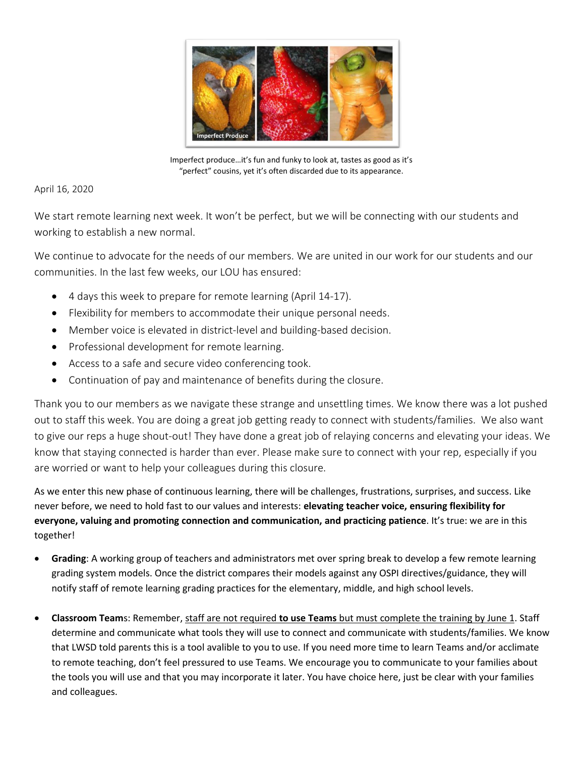Imperfect produce…it's fun and funky to look at, tastes as good as it's "perfect" cousins, yet it's often discarded due to its appearance.

April 16, 2020

We start remote learning next week. It won't be perfect, but we will be connecting with our students and working to establish a new normal.

We continue to advocate for the needs of our members. We are united in our work for our students and our communities. In the last few weeks, our LOU has ensured:

- 4 days this week to prepare for remote learning (April 14-17).
- Flexibility for members to accommodate their unique personal needs.
- Member voice is elevated in district-level and building-based decision.
- Professional development for remote learning.
- Access to a safe and secure video conferencing took.
- Continuation of pay and maintenance of benefits during the closure.

Thank you to our members as we navigate these strange and unsettling times. We know there was a lot pushed out to staff this week. You are doing a great job getting ready to connect with students/families. We also want to give our reps a huge shout-out! They have done a great job of relaying concerns and elevating your ideas. We know that staying connected is harder than ever. Please make sure to connect with your rep, especially if you are worried or want to help your colleagues during this closure.

As we enter this new phase of continuous learning, there will be challenges, frustrations, surprises, and success. Like never before, we need to hold fast to our values and interests: **elevating teacher voice, ensuring flexibility for everyone, valuing and promoting connection and communication, and practicing patience**. It's true: we are in this together!

- **Grading**: A working group of teachers and administrators met over spring break to develop a few remote learning grading system models. Once the district compares their models against any OSPI directives/guidance, they will notify staff of remote learning grading practices for the elementary, middle, and high school levels.

- **Classroom Teams**: Remember, staff are not required **to use Teams** but must complete the training by June 1. Staff determine and communicate what tools they will use to connect and communicate with students/families. We know that LWSD told parents this is a tool avalible to you to use. If you need more time to learn Teams and/or acclimate to remote teaching, don't feel pressured to use Teams. We encourage you to communicate to your families about the tools you will use and that you may incorporate it later. You have choice here, just be clear with your families and colleagues.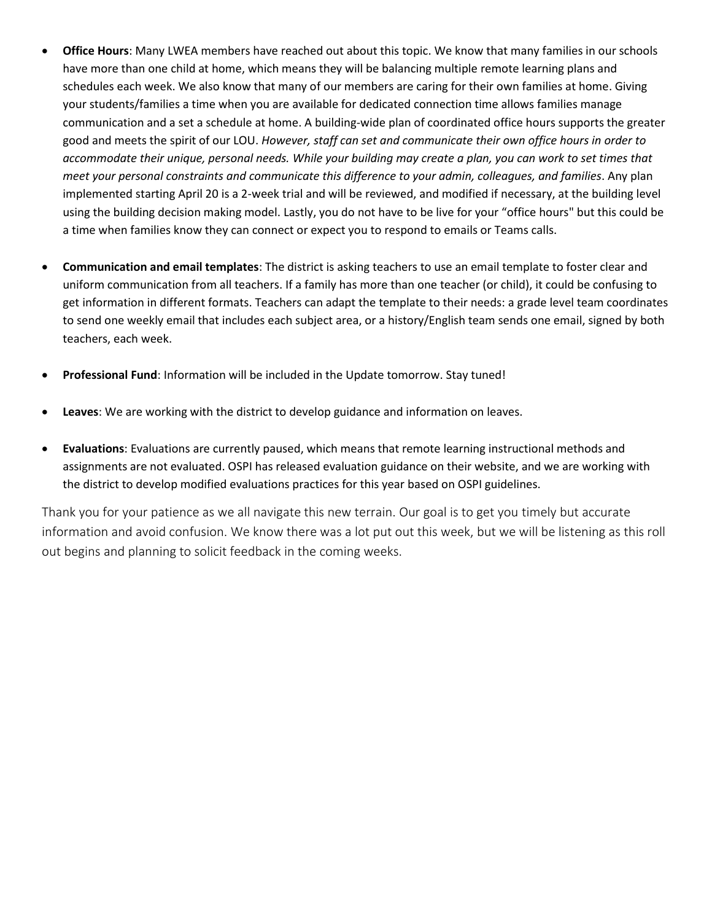- **Office Hours**: Many LWEA members have reached out about this topic. We know that many families in our schools have more than one child at home, which means they will be balancing multiple remote learning plans and schedules each week. We also know that many of our members are caring for their own families at home. Giving your students/families a time when you are available for dedicated connection time allows families manage communication and a set a schedule at home. A building-wide plan of coordinated office hours supports the greater good and meets the spirit of our LOU. *However, staff can set and communicate their own office hours in order to accommodate their unique, personal needs. While your building may create a plan, you can work to set times that meet your personal constraints and communicate this difference to your admin, colleagues, and families*. Any plan implemented starting April 20 is a 2-week trial and will be reviewed, and modified if necessary, at the building level using the building decision making model. Lastly, you do not have to be live for your "office hours" but this could be a time when families know they can connect or expect you to respond to emails or Teams calls.

- **Communication and email templates**: The district is asking teachers to use an email template to foster clear and uniform communication from all teachers. If a family has more than one teacher (or child), it could be confusing to get information in different formats. Teachers can adapt the template to their needs: a grade level team coordinates to send one weekly email that includes each subject area, or a history/English team sends one email, signed by both teachers, each week.

- **Professional Fund**: Information will be included in the Update tomorrow. Stay tuned!

- **Leaves**: We are working with the district to develop guidance and information on leaves.

- **Evaluations**: Evaluations are currently paused, which means that remote learning instructional methods and assignments are not evaluated. OSPI has released evaluation guidance on their website, and we are working with the district to develop modified evaluations practices for this year based on OSPI guidelines.

Thank you for your patience as we all navigate this new terrain. Our goal is to get you timely but accurate information and avoid confusion. We know there was a lot put out this week, but we will be listening as this roll out begins and planning to solicit feedback in the coming weeks.